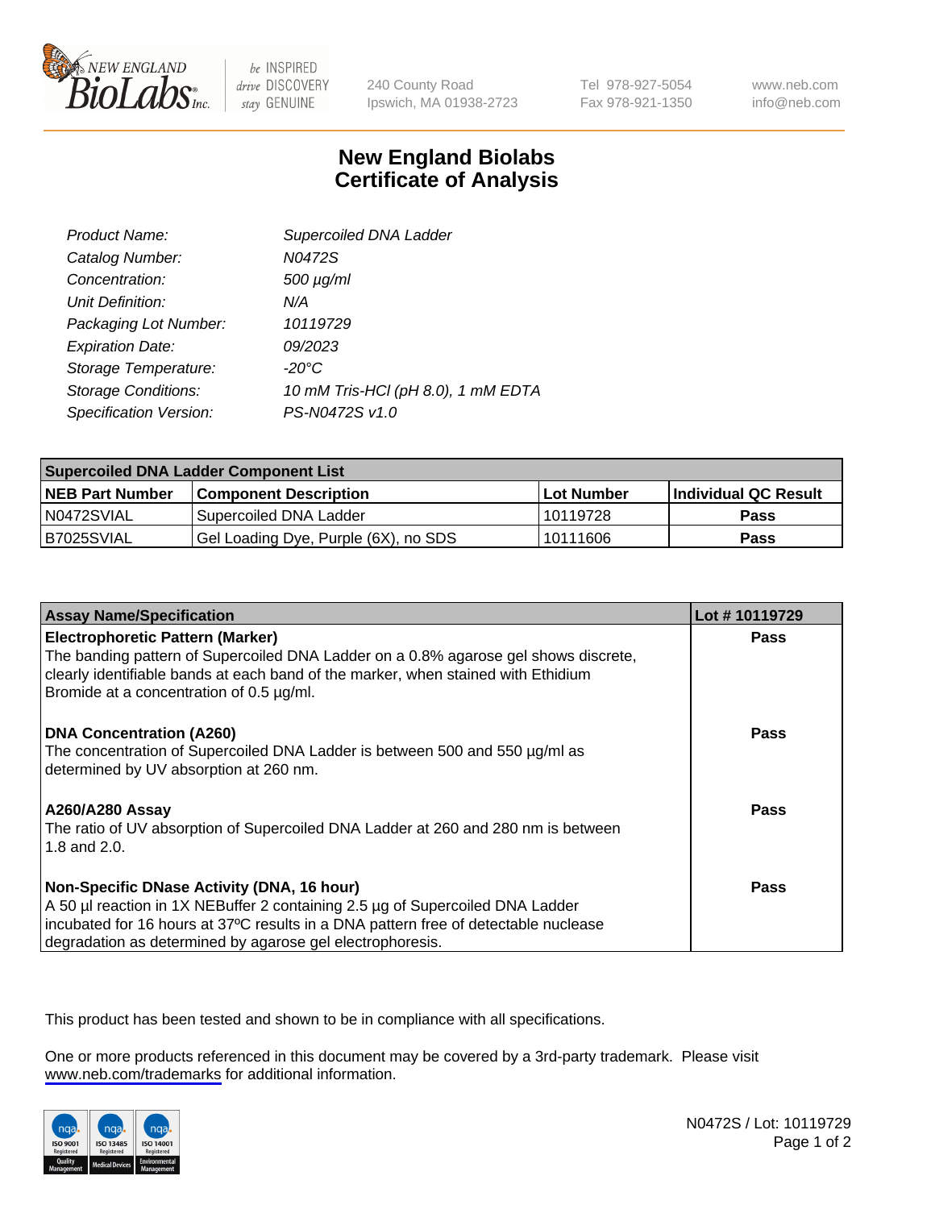# New England Biolabs Certificate of Analysis

| | |
|---|---|
| Product Name: | Supercoiled DNA Ladder |
| Catalog Number: | N0472S |
| Concentration: | 500 µg/ml |
| Unit Definition: | N/A |
| Packaging Lot Number: | 10119729 |
| Expiration Date: | 09/2023 |
| Storage Temperature: | -20°C |
| Storage Conditions: | 10 mM Tris-HCl (pH 8.0), 1 mM EDTA |
| Specification Version: | PS-N0472S v1.0 |

| Supercoiled DNA Ladder Component List | | | |
|---|---|---|---|
| **NEB Part Number** | **Component Description** | **Lot Number** | **Individual QC Result** |
| N0472SVIAL | Supercoiled DNA Ladder | 10119728 | **Pass** |
| B7025SVIAL | Gel Loading Dye, Purple (6X), no SDS | 10111606 | **Pass** |

| Assay Name/Specification | Lot # 10119729 |
|---|---|
| **Electrophoretic Pattern (Marker)**<br>The banding pattern of Supercoiled DNA Ladder on a 0.8% agarose gel shows discrete, clearly identifiable bands at each band of the marker, when stained with Ethidium Bromide at a concentration of 0.5 µg/ml. | **Pass** |
| **DNA Concentration (A260)**<br>The concentration of Supercoiled DNA Ladder is between 500 and 550 µg/ml as determined by UV absorption at 260 nm. | **Pass** |
| **A260/A280 Assay**<br>The ratio of UV absorption of Supercoiled DNA Ladder at 260 and 280 nm is between 1.8 and 2.0. | **Pass** |
| **Non-Specific DNase Activity (DNA, 16 hour)**<br>A 50 µl reaction in 1X NEBuffer 2 containing 2.5 µg of Supercoiled DNA Ladder incubated for 16 hours at 37ºC results in a DNA pattern free of detectable nuclease degradation as determined by agarose gel electrophoresis. | **Pass** |

This product has been tested and shown to be in compliance with all specifications.

One or more products referenced in this document may be covered by a 3rd-party trademark. Please visit www.neb.com/trademarks for additional information.

N0472S / Lot: 10119729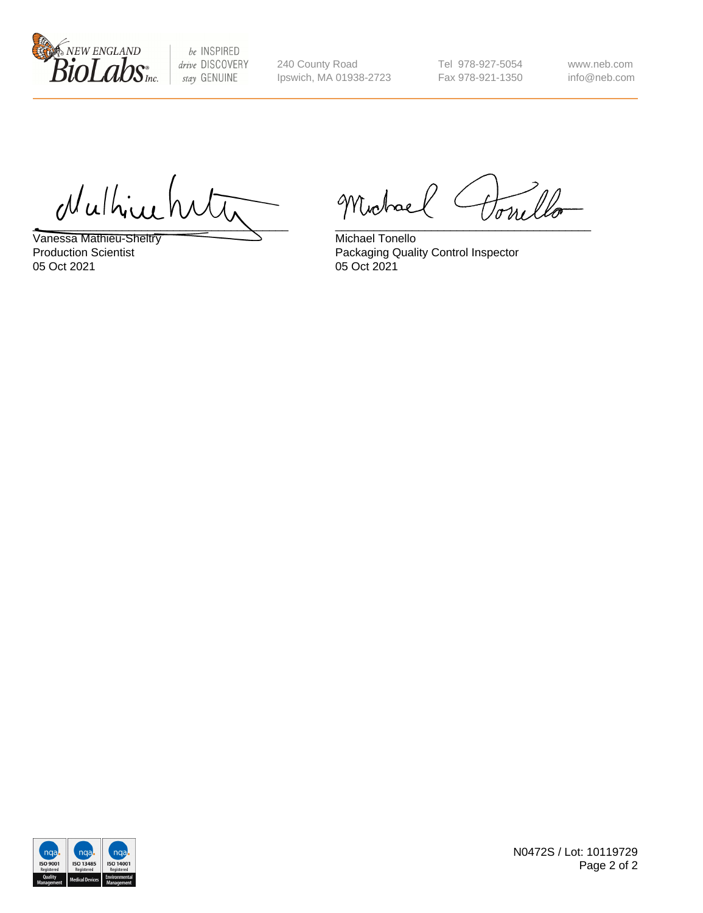240 County Road
Ipswich, MA 01938-2723

Tel 978-927-5054
Fax 978-921-1350

www.neb.com
info@neb.com

Vanessa Mathieu-Sheltry
Production Scientist
05 Oct 2021

Michael Tonello
Packaging Quality Control Inspector
05 Oct 2021

N0472S / Lot: 10119729